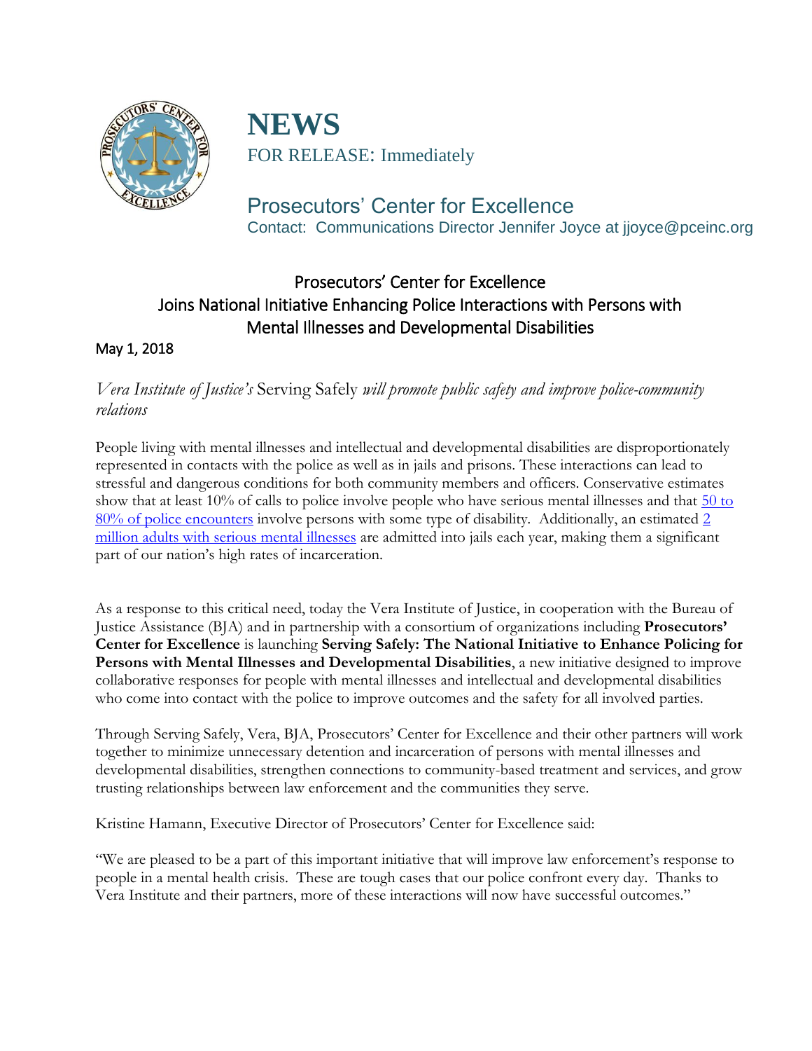# NEWS

FOR RELEASE: Immediately

## Prosecutors' Center for Excellence

Contact: Communications Director Jennifer Joyce at jjoyce@pceinc.org

## Prosecutors' Center for Excellence Joins National Initiative Enhancing Police Interactions with Persons with Mental Illnesses and Developmental Disabilities

May 1, 2018

*Vera Institute of Justice's* Serving Safely *will promote public safety and improve police-community relations*

People living with mental illnesses and intellectual and developmental disabilities are disproportionately represented in contacts with the police as well as in jails and prisons. These interactions can lead to stressful and dangerous conditions for both community members and officers. Conservative estimates show that at least 10% of calls to police involve people who have serious mental illnesses and that 50 to 80% of police encounters involve persons with some type of disability. Additionally, an estimated 2 million adults with serious mental illnesses are admitted into jails each year, making them a significant part of our nation's high rates of incarceration.

As a response to this critical need, today the Vera Institute of Justice, in cooperation with the Bureau of Justice Assistance (BJA) and in partnership with a consortium of organizations including **Prosecutors' Center for Excellence** is launching **Serving Safely: The National Initiative to Enhance Policing for Persons with Mental Illnesses and Developmental Disabilities**, a new initiative designed to improve collaborative responses for people with mental illnesses and intellectual and developmental disabilities who come into contact with the police to improve outcomes and the safety for all involved parties.

Through Serving Safely, Vera, BJA, Prosecutors' Center for Excellence and their other partners will work together to minimize unnecessary detention and incarceration of persons with mental illnesses and developmental disabilities, strengthen connections to community-based treatment and services, and grow trusting relationships between law enforcement and the communities they serve.

Kristine Hamann, Executive Director of Prosecutors' Center for Excellence said:

"We are pleased to be a part of this important initiative that will improve law enforcement's response to people in a mental health crisis. These are tough cases that our police confront every day. Thanks to Vera Institute and their partners, more of these interactions will now have successful outcomes."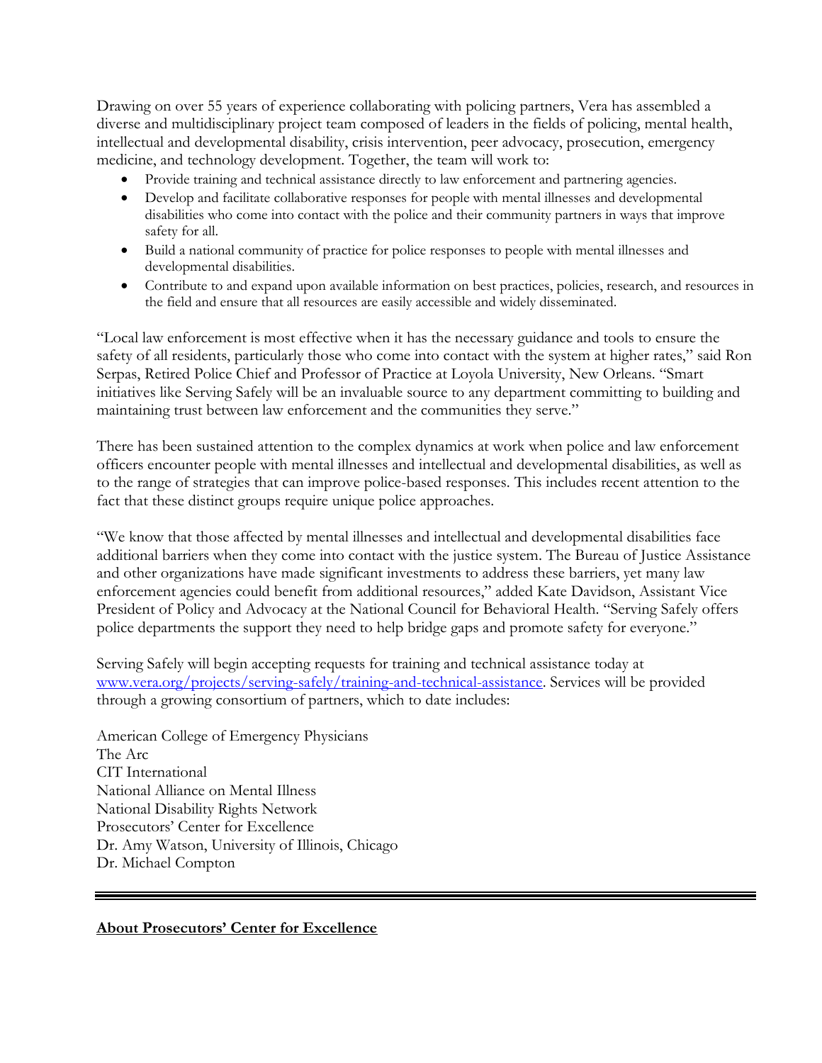Drawing on over 55 years of experience collaborating with policing partners, Vera has assembled a diverse and multidisciplinary project team composed of leaders in the fields of policing, mental health, intellectual and developmental disability, crisis intervention, peer advocacy, prosecution, emergency medicine, and technology development. Together, the team will work to:

- Provide training and technical assistance directly to law enforcement and partnering agencies.
- Develop and facilitate collaborative responses for people with mental illnesses and developmental disabilities who come into contact with the police and their community partners in ways that improve safety for all.
- Build a national community of practice for police responses to people with mental illnesses and developmental disabilities.
- Contribute to and expand upon available information on best practices, policies, research, and resources in the field and ensure that all resources are easily accessible and widely disseminated.

"Local law enforcement is most effective when it has the necessary guidance and tools to ensure the safety of all residents, particularly those who come into contact with the system at higher rates," said Ron Serpas, Retired Police Chief and Professor of Practice at Loyola University, New Orleans. "Smart initiatives like Serving Safely will be an invaluable source to any department committing to building and maintaining trust between law enforcement and the communities they serve."

There has been sustained attention to the complex dynamics at work when police and law enforcement officers encounter people with mental illnesses and intellectual and developmental disabilities, as well as to the range of strategies that can improve police-based responses. This includes recent attention to the fact that these distinct groups require unique police approaches.

"We know that those affected by mental illnesses and intellectual and developmental disabilities face additional barriers when they come into contact with the justice system. The Bureau of Justice Assistance and other organizations have made significant investments to address these barriers, yet many law enforcement agencies could benefit from additional resources," added Kate Davidson, Assistant Vice President of Policy and Advocacy at the National Council for Behavioral Health. "Serving Safely offers police departments the support they need to help bridge gaps and promote safety for everyone."

Serving Safely will begin accepting requests for training and technical assistance today at [www.vera.org/projects/serving-safely/training-and-technical-assistance](www.vera.org/projects/serving-safely/training-and-technical-assistance). Services will be provided through a growing consortium of partners, which to date includes:

American College of Emergency Physicians
The Arc
CIT International
National Alliance on Mental Illness
National Disability Rights Network
Prosecutors' Center for Excellence
Dr. Amy Watson, University of Illinois, Chicago
Dr. Michael Compton

---

**About Prosecutors' Center for Excellence**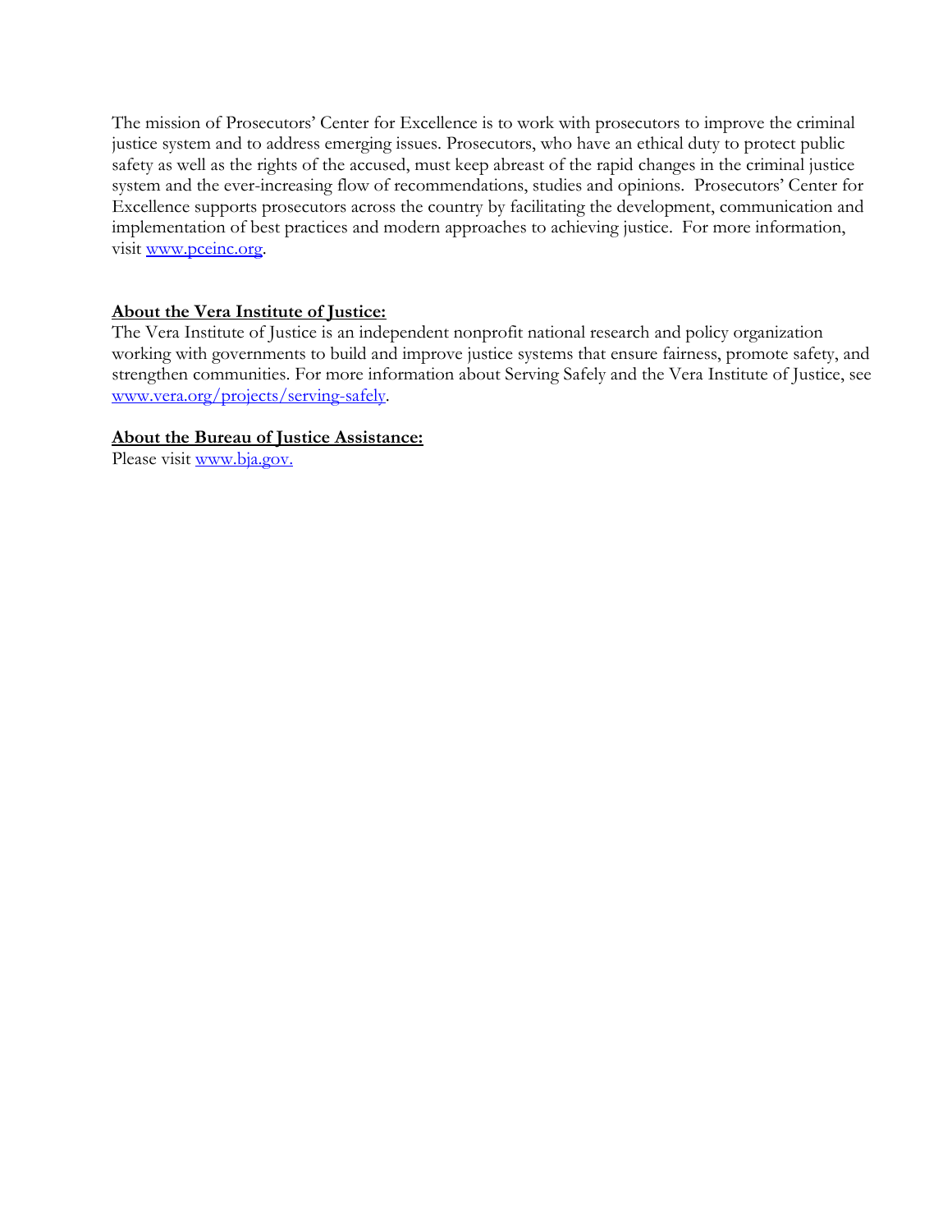The mission of Prosecutors' Center for Excellence is to work with prosecutors to improve the criminal justice system and to address emerging issues. Prosecutors, who have an ethical duty to protect public safety as well as the rights of the accused, must keep abreast of the rapid changes in the criminal justice system and the ever-increasing flow of recommendations, studies and opinions. Prosecutors' Center for Excellence supports prosecutors across the country by facilitating the development, communication and implementation of best practices and modern approaches to achieving justice. For more information, visit [www.pceinc.org](http://www.pceinc.org).

**About the Vera Institute of Justice:**

The Vera Institute of Justice is an independent nonprofit national research and policy organization working with governments to build and improve justice systems that ensure fairness, promote safety, and strengthen communities. For more information about Serving Safely and the Vera Institute of Justice, see [www.vera.org/projects/serving-safely](http://www.vera.org/projects/serving-safely).

**About the Bureau of Justice Assistance:**

Please visit [www.bja.gov.](http://www.bja.gov)